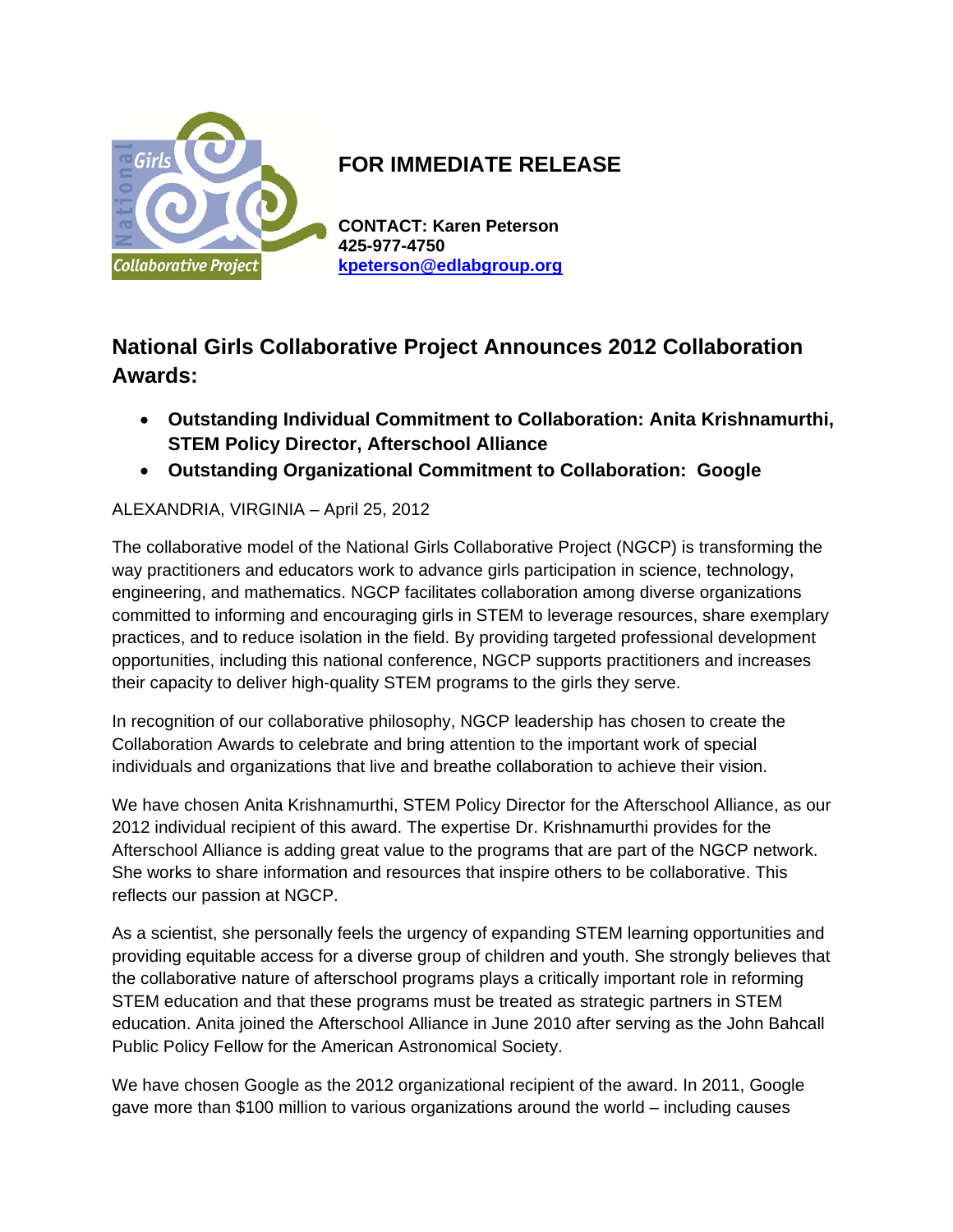**FOR IMMEDIATE RELEASE**

**CONTACT: Karen Peterson**
**425-977-4750**
**kpeterson@edlabgroup.org**

## National Girls Collaborative Project Announces 2012 Collaboration Awards:

- **Outstanding Individual Commitment to Collaboration: Anita Krishnamurthi, STEM Policy Director, Afterschool Alliance**
- **Outstanding Organizational Commitment to Collaboration: Google**

ALEXANDRIA, VIRGINIA – April 25, 2012

The collaborative model of the National Girls Collaborative Project (NGCP) is transforming the way practitioners and educators work to advance girls participation in science, technology, engineering, and mathematics. NGCP facilitates collaboration among diverse organizations committed to informing and encouraging girls in STEM to leverage resources, share exemplary practices, and to reduce isolation in the field. By providing targeted professional development opportunities, including this national conference, NGCP supports practitioners and increases their capacity to deliver high-quality STEM programs to the girls they serve.

In recognition of our collaborative philosophy, NGCP leadership has chosen to create the Collaboration Awards to celebrate and bring attention to the important work of special individuals and organizations that live and breathe collaboration to achieve their vision.

We have chosen Anita Krishnamurthi, STEM Policy Director for the Afterschool Alliance, as our 2012 individual recipient of this award. The expertise Dr. Krishnamurthi provides for the Afterschool Alliance is adding great value to the programs that are part of the NGCP network. She works to share information and resources that inspire others to be collaborative. This reflects our passion at NGCP.

As a scientist, she personally feels the urgency of expanding STEM learning opportunities and providing equitable access for a diverse group of children and youth. She strongly believes that the collaborative nature of afterschool programs plays a critically important role in reforming STEM education and that these programs must be treated as strategic partners in STEM education. Anita joined the Afterschool Alliance in June 2010 after serving as the John Bahcall Public Policy Fellow for the American Astronomical Society.

We have chosen Google as the 2012 organizational recipient of the award. In 2011, Google gave more than $100 million to various organizations around the world – including causes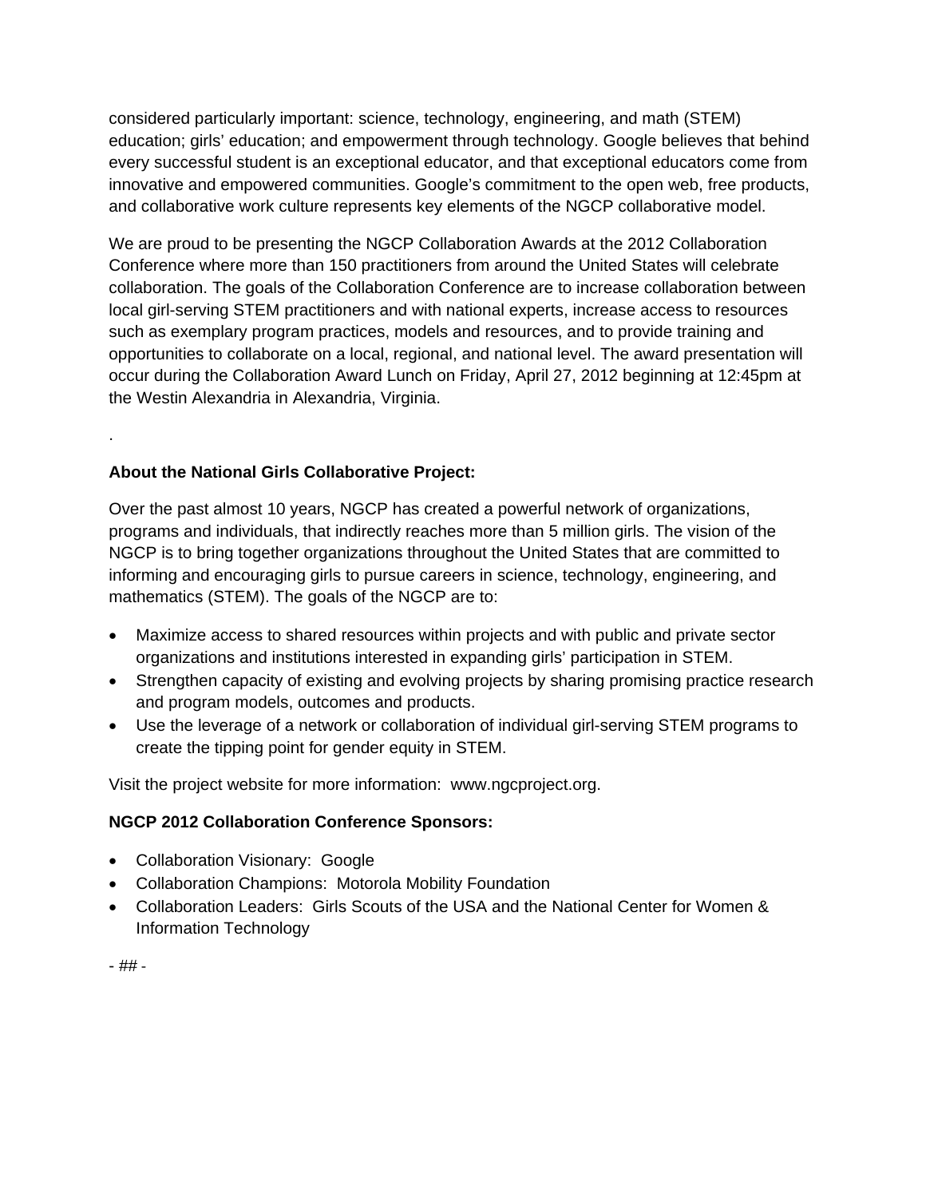considered particularly important: science, technology, engineering, and math (STEM) education; girls' education; and empowerment through technology. Google believes that behind every successful student is an exceptional educator, and that exceptional educators come from innovative and empowered communities. Google's commitment to the open web, free products, and collaborative work culture represents key elements of the NGCP collaborative model.

We are proud to be presenting the NGCP Collaboration Awards at the 2012 Collaboration Conference where more than 150 practitioners from around the United States will celebrate collaboration. The goals of the Collaboration Conference are to increase collaboration between local girl-serving STEM practitioners and with national experts, increase access to resources such as exemplary program practices, models and resources, and to provide training and opportunities to collaborate on a local, regional, and national level. The award presentation will occur during the Collaboration Award Lunch on Friday, April 27, 2012 beginning at 12:45pm at the Westin Alexandria in Alexandria, Virginia.

.

**About the National Girls Collaborative Project:**

Over the past almost 10 years, NGCP has created a powerful network of organizations, programs and individuals, that indirectly reaches more than 5 million girls. The vision of the NGCP is to bring together organizations throughout the United States that are committed to informing and encouraging girls to pursue careers in science, technology, engineering, and mathematics (STEM). The goals of the NGCP are to:

- Maximize access to shared resources within projects and with public and private sector organizations and institutions interested in expanding girls' participation in STEM.
- Strengthen capacity of existing and evolving projects by sharing promising practice research and program models, outcomes and products.
- Use the leverage of a network or collaboration of individual girl-serving STEM programs to create the tipping point for gender equity in STEM.

Visit the project website for more information: www.ngcproject.org.

**NGCP 2012 Collaboration Conference Sponsors:**

- Collaboration Visionary: Google
- Collaboration Champions: Motorola Mobility Foundation
- Collaboration Leaders: Girls Scouts of the USA and the National Center for Women & Information Technology

- ## -